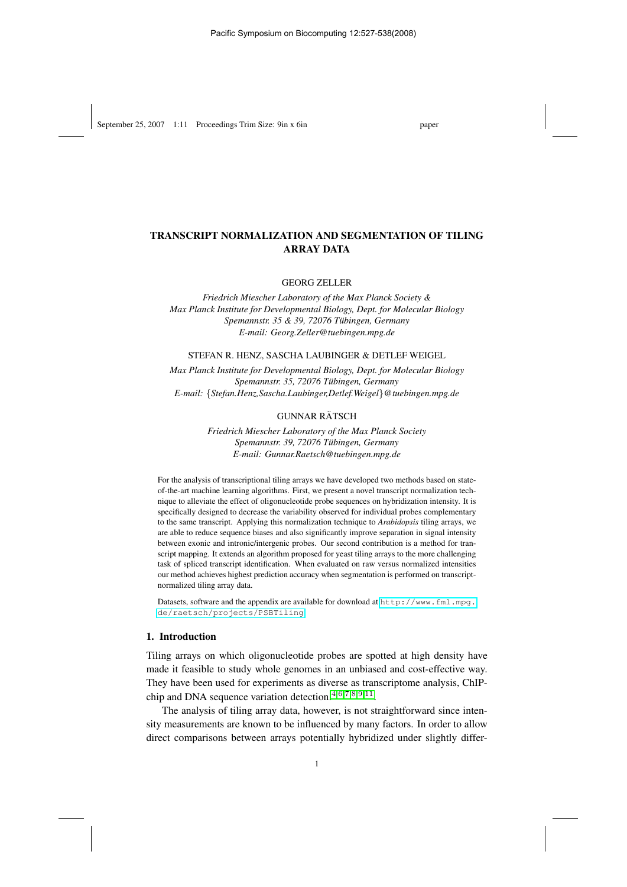# TRANSCRIPT NORMALIZATION AND SEGMENTATION OF TILING ARRAY DATA

GEORG ZELLER

*Friedrich Miescher Laboratory of the Max Planck Society &*
*Max Planck Institute for Developmental Biology, Dept. for Molecular Biology*
*Spemannstr. 35 & 39, 72076 Tübingen, Germany*
*E-mail: Georg.Zeller@tuebingen.mpg.de*

STEFAN R. HENZ, SASCHA LAUBINGER & DETLEF WEIGEL

*Max Planck Institute for Developmental Biology, Dept. for Molecular Biology*
*Spemannstr. 35, 72076 Tübingen, Germany*
*E-mail: {Stefan.Henz,Sascha.Laubinger,Detlef.Weigel}@tuebingen.mpg.de*

GUNNAR RÄTSCH

*Friedrich Miescher Laboratory of the Max Planck Society*
*Spemannstr. 39, 72076 Tübingen, Germany*
*E-mail: Gunnar.Raetsch@tuebingen.mpg.de*

For the analysis of transcriptional tiling arrays we have developed two methods based on state-of-the-art machine learning algorithms. First, we present a novel transcript normalization technique to alleviate the effect of oligonucleotide probe sequences on hybridization intensity. It is specifically designed to decrease the variability observed for individual probes complementary to the same transcript. Applying this normalization technique to *Arabidopsis* tiling arrays, we are able to reduce sequence biases and also significantly improve separation in signal intensity between exonic and intronic/intergenic probes. Our second contribution is a method for transcript mapping. It extends an algorithm proposed for yeast tiling arrays to the more challenging task of spliced transcript identification. When evaluated on raw versus normalized intensities our method achieves highest prediction accuracy when segmentation is performed on transcript-normalized tiling array data.

Datasets, software and the appendix are available for download at http://www.fml.mpg.de/raetsch/projects/PSBTiling

## 1. Introduction

Tiling arrays on which oligonucleotide probes are spotted at high density have made it feasible to study whole genomes in an unbiased and cost-effective way. They have been used for experiments as diverse as transcriptome analysis, ChIP-chip and DNA sequence variation detection.[4,6,7,8,9,11]

The analysis of tiling array data, however, is not straightforward since intensity measurements are known to be influenced by many factors. In order to allow direct comparisons between arrays potentially hybridized under slightly differ-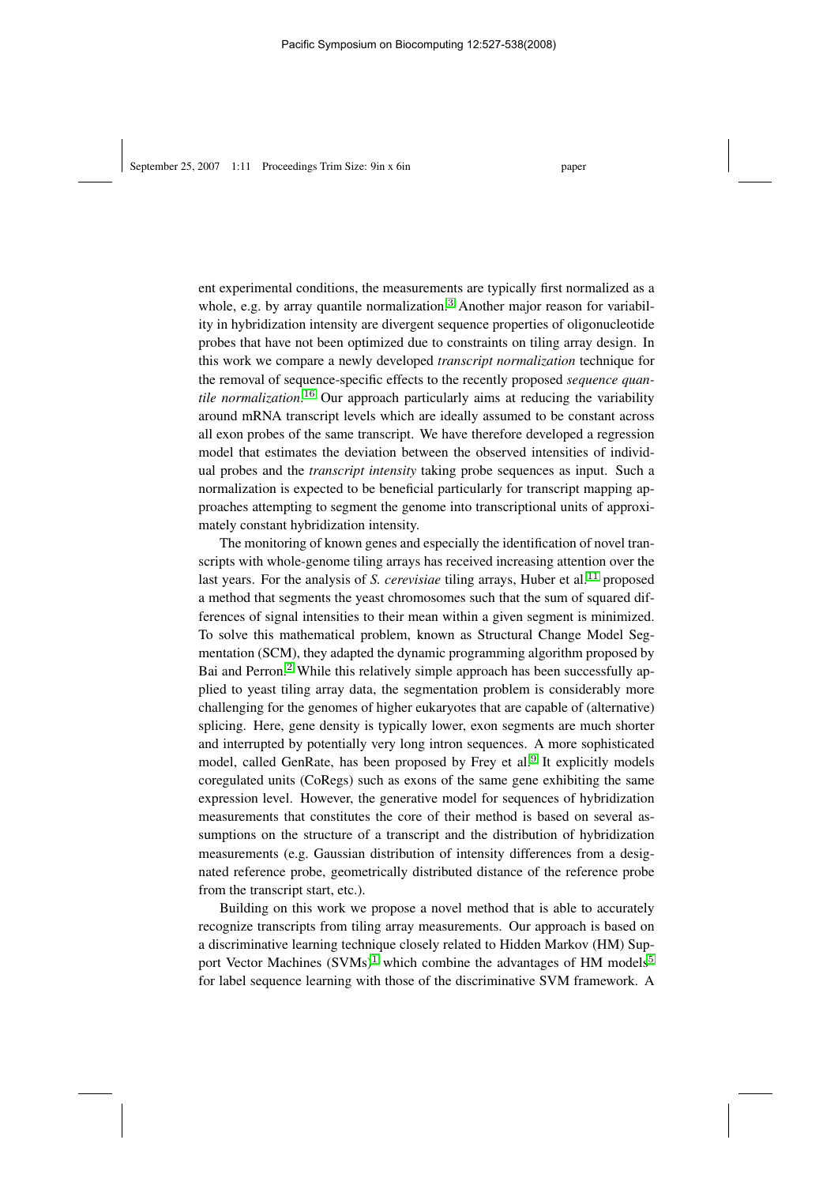ent experimental conditions, the measurements are typically first normalized as a whole, e.g. by array quantile normalization.[3] Another major reason for variability in hybridization intensity are divergent sequence properties of oligonucleotide probes that have not been optimized due to constraints on tiling array design. In this work we compare a newly developed *transcript normalization* technique for the removal of sequence-specific effects to the recently proposed *sequence quantile normalization*.[16] Our approach particularly aims at reducing the variability around mRNA transcript levels which are ideally assumed to be constant across all exon probes of the same transcript. We have therefore developed a regression model that estimates the deviation between the observed intensities of individual probes and the *transcript intensity* taking probe sequences as input. Such a normalization is expected to be beneficial particularly for transcript mapping approaches attempting to segment the genome into transcriptional units of approximately constant hybridization intensity.

The monitoring of known genes and especially the identification of novel transcripts with whole-genome tiling arrays has received increasing attention over the last years. For the analysis of *S. cerevisiae* tiling arrays, Huber et al.[11] proposed a method that segments the yeast chromosomes such that the sum of squared differences of signal intensities to their mean within a given segment is minimized. To solve this mathematical problem, known as Structural Change Model Segmentation (SCM), they adapted the dynamic programming algorithm proposed by Bai and Perron.[2] While this relatively simple approach has been successfully applied to yeast tiling array data, the segmentation problem is considerably more challenging for the genomes of higher eukaryotes that are capable of (alternative) splicing. Here, gene density is typically lower, exon segments are much shorter and interrupted by potentially very long intron sequences. A more sophisticated model, called GenRate, has been proposed by Frey et al.[9] It explicitly models coregulated units (CoRegs) such as exons of the same gene exhibiting the same expression level. However, the generative model for sequences of hybridization measurements that constitutes the core of their method is based on several assumptions on the structure of a transcript and the distribution of hybridization measurements (e.g. Gaussian distribution of intensity differences from a designated reference probe, geometrically distributed distance of the reference probe from the transcript start, etc.).

Building on this work we propose a novel method that is able to accurately recognize transcripts from tiling array measurements. Our approach is based on a discriminative learning technique closely related to Hidden Markov (HM) Support Vector Machines (SVMs)[1] which combine the advantages of HM models[5] for label sequence learning with those of the discriminative SVM framework. A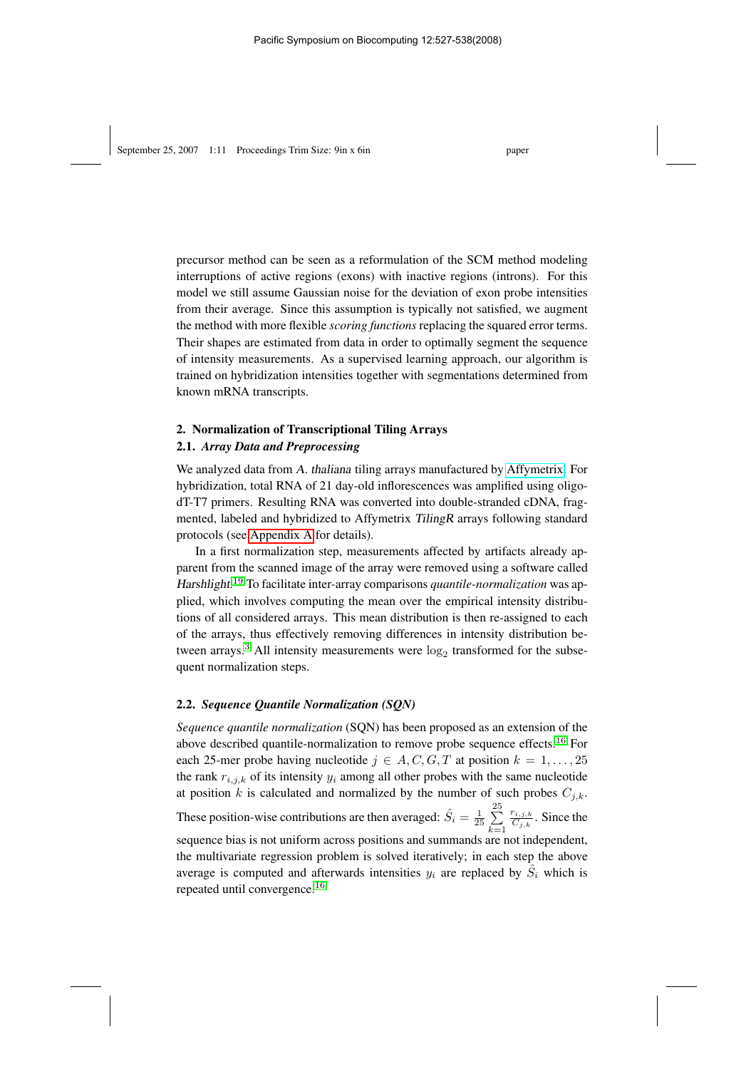precursor method can be seen as a reformulation of the SCM method modeling interruptions of active regions (exons) with inactive regions (introns). For this model we still assume Gaussian noise for the deviation of exon probe intensities from their average. Since this assumption is typically not satisfied, we augment the method with more flexible *scoring functions* replacing the squared error terms. Their shapes are estimated from data in order to optimally segment the sequence of intensity measurements. As a supervised learning approach, our algorithm is trained on hybridization intensities together with segmentations determined from known mRNA transcripts.

## 2. Normalization of Transcriptional Tiling Arrays

### 2.1. *Array Data and Preprocessing*

We analyzed data from *A. thaliana* tiling arrays manufactured by Affymetrix. For hybridization, total RNA of 21 day-old inflorescences was amplified using oligo-dT-T7 primers. Resulting RNA was converted into double-stranded cDNA, fragmented, labeled and hybridized to Affymetrix *TilingR* arrays following standard protocols (see Appendix A for details).

In a first normalization step, measurements affected by artifacts already apparent from the scanned image of the array were removed using a software called *Harshlight*.[19] To facilitate inter-array comparisons *quantile-normalization* was applied, which involves computing the mean over the empirical intensity distributions of all considered arrays. This mean distribution is then re-assigned to each of the arrays, thus effectively removing differences in intensity distribution between arrays.[3] All intensity measurements were $\log_2$ transformed for the subsequent normalization steps.

### 2.2. *Sequence Quantile Normalization (SQN)*

*Sequence quantile normalization* (SQN) has been proposed as an extension of the above described quantile-normalization to remove probe sequence effects.[16] For each 25-mer probe having nucleotide $j \in A, C, G, T$ at position $k = 1, \ldots, 25$ the rank $r_{i,j,k}$ of its intensity $y_i$ among all other probes with the same nucleotide at position $k$ is calculated and normalized by the number of such probes $C_{j,k}$. These position-wise contributions are then averaged: $\hat{S}_i = \frac{1}{25} \sum_{k=1}^{25} \frac{r_{i,j,k}}{C_{j,k}}$. Since the sequence bias is not uniform across positions and summands are not independent, the multivariate regression problem is solved iteratively; in each step the above average is computed and afterwards intensities $y_i$ are replaced by $\hat{S}_i$ which is repeated until convergence.[16]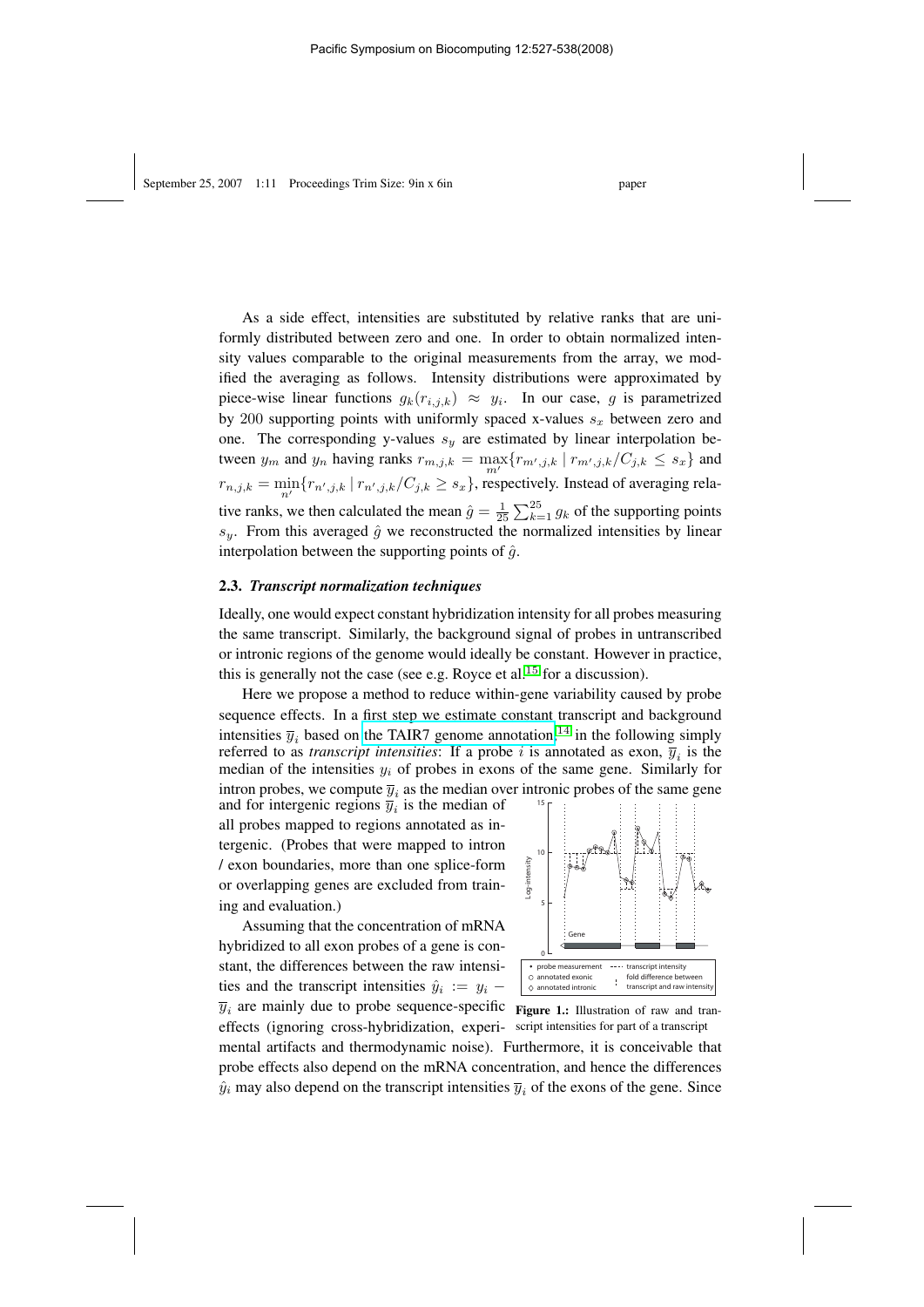As a side effect, intensities are substituted by relative ranks that are uniformly distributed between zero and one. In order to obtain normalized intensity values comparable to the original measurements from the array, we modified the averaging as follows. Intensity distributions were approximated by piece-wise linear functions $g_k(r_{i,j,k}) \approx y_i$. In our case, $g$ is parametrized by 200 supporting points with uniformly spaced x-values $s_x$ between zero and one. The corresponding y-values $s_y$ are estimated by linear interpolation between $y_m$ and $y_n$ having ranks $r_{m,j,k} = \max_{m'}\{r_{m',j,k} \mid r_{m',j,k}/C_{j,k} \leq s_x\}$ and $r_{n,j,k} = \min_{n'}\{r_{n',j,k} \mid r_{n',j,k}/C_{j,k} \geq s_x\}$, respectively. Instead of averaging relative ranks, we then calculated the mean $\hat{g} = \frac{1}{25}\sum_{k=1}^{25} g_k$ of the supporting points $s_y$. From this averaged $\hat{g}$ we reconstructed the normalized intensities by linear interpolation between the supporting points of $\hat{g}$.

## 2.3. *Transcript normalization techniques*

Ideally, one would expect constant hybridization intensity for all probes measuring the same transcript. Similarly, the background signal of probes in untranscribed or intronic regions of the genome would ideally be constant. However in practice, this is generally not the case (see e.g. Royce et al.[15] for a discussion).

Here we propose a method to reduce within-gene variability caused by probe sequence effects. In a first step we estimate constant transcript and background intensities $\overline{y}_i$ based on the TAIR7 genome annotation,[14] in the following simply referred to as *transcript intensities*: If a probe $i$ is annotated as exon, $\overline{y}_i$ is the median of the intensities $y_i$ of probes in exons of the same gene. Similarly for intron probes, we compute $\overline{y}_i$ as the median over intronic probes of the same gene and for intergenic regions $\overline{y}_i$ is the median of all probes mapped to regions annotated as intergenic. (Probes that were mapped to intron / exon boundaries, more than one splice-form or overlapping genes are excluded from training and evaluation.)

Figure 1.: Illustration of raw and transcript intensities for part of a transcript

Assuming that the concentration of mRNA hybridized to all exon probes of a gene is constant, the differences between the raw intensities and the transcript intensities $\hat{y}_i := y_i - \overline{y}_i$ are mainly due to probe sequence-specific effects (ignoring cross-hybridization, experimental artifacts and thermodynamic noise). Furthermore, it is conceivable that probe effects also depend on the mRNA concentration, and hence the differences $\hat{y}_i$ may also depend on the transcript intensities $\overline{y}_i$ of the exons of the gene. Since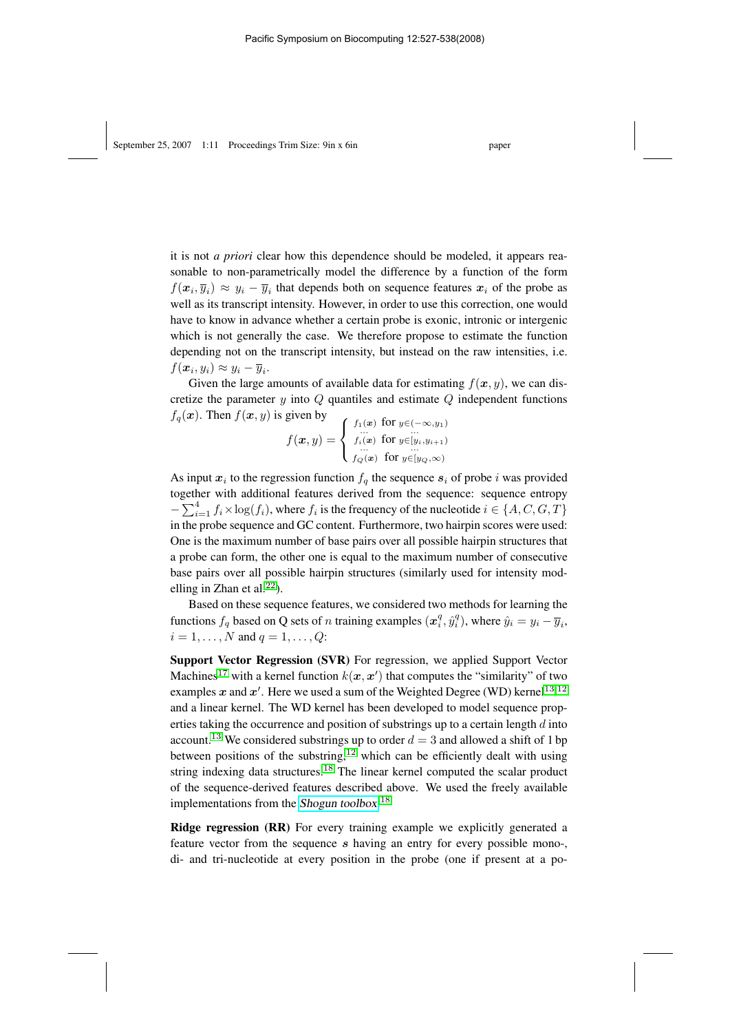it is not *a priori* clear how this dependence should be modeled, it appears reasonable to non-parametrically model the difference by a function of the form $f(\boldsymbol{x}_i, \overline{y}_i) \approx y_i - \overline{y}_i$ that depends both on sequence features $\boldsymbol{x}_i$ of the probe as well as its transcript intensity. However, in order to use this correction, one would have to know in advance whether a certain probe is exonic, intronic or intergenic which is not generally the case. We therefore propose to estimate the function depending not on the transcript intensity, but instead on the raw intensities, i.e. $f(\boldsymbol{x}_i, y_i) \approx y_i - \overline{y}_i$.

Given the large amounts of available data for estimating $f(\boldsymbol{x}, y)$, we can discretize the parameter $y$ into $Q$ quantiles and estimate $Q$ independent functions $f_q(\boldsymbol{x})$. Then $f(\boldsymbol{x}, y)$ is given by

$$f(\boldsymbol{x}, y) = \begin{cases} f_1(\boldsymbol{x}) & \text{for } y \in (-\infty, y_1) \\ \quad \cdots & \quad \cdots \\ f_i(\boldsymbol{x}) & \text{for } y \in [y_i, y_{i+1}) \\ \quad \cdots & \quad \cdots \\ f_Q(\boldsymbol{x}) & \text{for } y \in [y_Q, \infty) \end{cases}$$

As input $\boldsymbol{x}_i$ to the regression function $f_q$ the sequence $\boldsymbol{s}_i$ of probe $i$ was provided together with additional features derived from the sequence: sequence entropy $-\sum_{i=1}^{4} f_i \times \log(f_i)$, where $f_i$ is the frequency of the nucleotide $i \in \{A, C, G, T\}$ in the probe sequence and GC content. Furthermore, two hairpin scores were used: One is the maximum number of base pairs over all possible hairpin structures that a probe can form, the other one is equal to the maximum number of consecutive base pairs over all possible hairpin structures (similarly used for intensity modelling in Zhan et al.[22]).

Based on these sequence features, we considered two methods for learning the functions $f_q$ based on Q sets of $n$ training examples $(\boldsymbol{x}_i^q, \hat{y}_i^q)$, where $\hat{y}_i = y_i - \overline{y}_i$, $i = 1, \ldots, N$ and $q = 1, \ldots, Q$:

**Support Vector Regression (SVR)** For regression, we applied Support Vector Machines[17] with a kernel function $k(\boldsymbol{x}, \boldsymbol{x}')$ that computes the "similarity" of two examples $\boldsymbol{x}$ and $\boldsymbol{x}'$. Here we used a sum of the Weighted Degree (WD) kernel[13,12] and a linear kernel. The WD kernel has been developed to model sequence properties taking the occurrence and position of substrings up to a certain length $d$ into account.[13] We considered substrings up to order $d = 3$ and allowed a shift of 1 bp between positions of the substring,[12] which can be efficiently dealt with using string indexing data structures.[18] The linear kernel computed the scalar product of the sequence-derived features described above. We used the freely available implementations from the *Shogun toolbox*.[18]

**Ridge regression (RR)** For every training example we explicitly generated a feature vector from the sequence $\boldsymbol{s}$ having an entry for every possible mono-, di- and tri-nucleotide at every position in the probe (one if present at a po-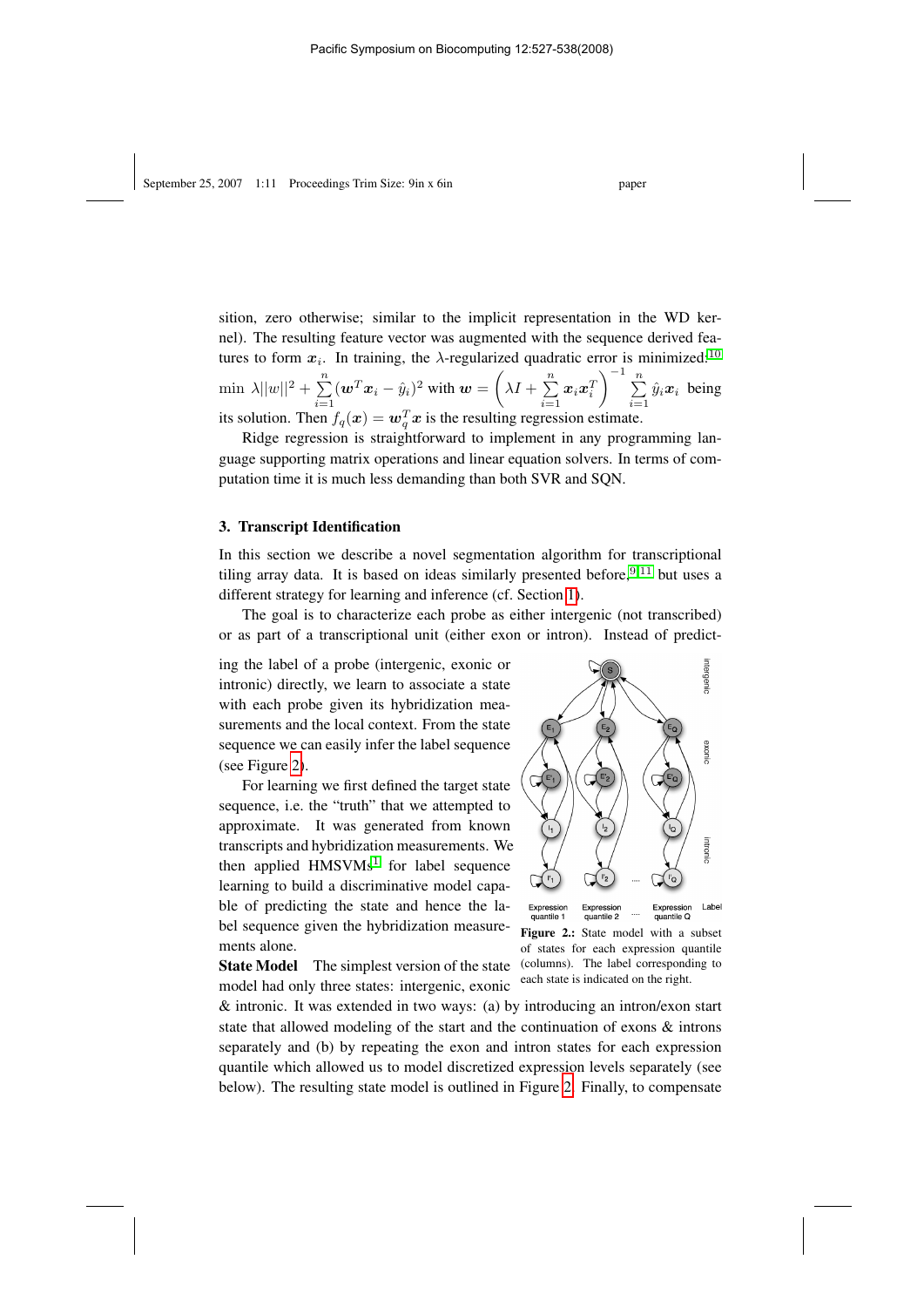sition, zero otherwise; similar to the implicit representation in the WD kernel). The resulting feature vector was augmented with the sequence derived features to form $\boldsymbol{x}_i$. In training, the $\lambda$-regularized quadratic error is minimized:[10] $\min \lambda ||w||^2 + \sum_{i=1}^{n} (\boldsymbol{w}^T \boldsymbol{x}_i - \hat{y}_i)^2$ with $\boldsymbol{w} = \left(\lambda I + \sum_{i=1}^{n} \boldsymbol{x}_i \boldsymbol{x}_i^T\right)^{-1} \sum_{i=1}^{n} \hat{y}_i \boldsymbol{x}_i$ being its solution. Then $f_q(\boldsymbol{x}) = \boldsymbol{w}_q^T \boldsymbol{x}$ is the resulting regression estimate.

Ridge regression is straightforward to implement in any programming language supporting matrix operations and linear equation solvers. In terms of computation time it is much less demanding than both SVR and SQN.

## 3. Transcript Identification

In this section we describe a novel segmentation algorithm for transcriptional tiling array data. It is based on ideas similarly presented before,[9,11] but uses a different strategy for learning and inference (cf. Section 1).

The goal is to characterize each probe as either intergenic (not transcribed) or as part of a transcriptional unit (either exon or intron). Instead of predicting the label of a probe (intergenic, exonic or intronic) directly, we learn to associate a state with each probe given its hybridization measurements and the local context. From the state sequence we can easily infer the label sequence (see Figure 2).

For learning we first defined the target state sequence, i.e. the "truth" that we attempted to approximate. It was generated from known transcripts and hybridization measurements. We then applied HMSVMs[1] for label sequence learning to build a discriminative model capable of predicting the state and hence the label sequence given the hybridization measurements alone.

Figure 2.: State model with a subset of states for each expression quantile (columns). The label corresponding to each state is indicated on the right.

**State Model** The simplest version of the state model had only three states: intergenic, exonic & intronic. It was extended in two ways: (a) by introducing an intron/exon start state that allowed modeling of the start and the continuation of exons & introns separately and (b) by repeating the exon and intron states for each expression quantile which allowed us to model discretized expression levels separately (see below). The resulting state model is outlined in Figure 2. Finally, to compensate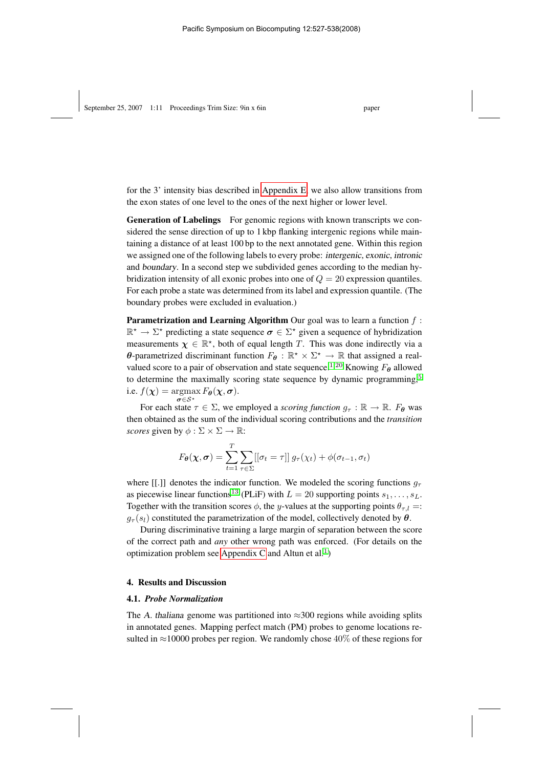for the 3' intensity bias described in Appendix E, we also allow transitions from the exon states of one level to the ones of the next higher or lower level.

**Generation of Labelings** For genomic regions with known transcripts we considered the sense direction of up to 1 kbp flanking intergenic regions while maintaining a distance of at least 100 bp to the next annotated gene. Within this region we assigned one of the following labels to every probe: intergenic, exonic, intronic and boundary. In a second step we subdivided genes according to the median hybridization intensity of all exonic probes into one of $Q = 20$ expression quantiles. For each probe a state was determined from its label and expression quantile. (The boundary probes were excluded in evaluation.)

**Parametrization and Learning Algorithm** Our goal was to learn a function $f : \mathbb{R}^\star \to \Sigma^\star$ predicting a state sequence $\boldsymbol{\sigma} \in \Sigma^\star$ given a sequence of hybridization measurements $\boldsymbol{\chi} \in \mathbb{R}^\star$, both of equal length $T$. This was done indirectly via a $\boldsymbol{\theta}$-parametrized discriminant function $F_{\boldsymbol{\theta}} : \mathbb{R}^\star \times \Sigma^\star \to \mathbb{R}$ that assigned a real-valued score to a pair of observation and state sequence.[1,20] Knowing $F_{\boldsymbol{\theta}}$ allowed to determine the maximally scoring state sequence by dynamic programming,[5] i.e. $f(\boldsymbol{\chi}) = \operatorname*{argmax}_{\boldsymbol{\sigma} \in \mathcal{S}^\star} F_{\boldsymbol{\theta}}(\boldsymbol{\chi}, \boldsymbol{\sigma})$.

For each state $\tau \in \Sigma$, we employed a *scoring function* $g_\tau : \mathbb{R} \to \mathbb{R}$. $F_{\boldsymbol{\theta}}$ was then obtained as the sum of the individual scoring contributions and the *transition scores* given by $\phi : \Sigma \times \Sigma \to \mathbb{R}$:

$$F_{\boldsymbol{\theta}}(\boldsymbol{\chi}, \boldsymbol{\sigma}) = \sum_{t=1}^{T} \sum_{\tau \in \Sigma} [[\sigma_t = \tau]]\; g_\tau(\chi_t) + \phi(\sigma_{t-1}, \sigma_t)$$

where [[.]] denotes the indicator function. We modeled the scoring functions $g_\tau$ as piecewise linear functions[13] (PLiF) with $L = 20$ supporting points $s_1, \ldots, s_L$. Together with the transition scores $\phi$, the $y$-values at the supporting points $\theta_{\tau,l} =: g_\tau(s_l)$ constituted the parametrization of the model, collectively denoted by $\boldsymbol{\theta}$.

During discriminative training a large margin of separation between the score of the correct path and *any* other wrong path was enforced. (For details on the optimization problem see Appendix C and Altun et al.[1])

## 4. Results and Discussion

### 4.1. *Probe Normalization*

The *A. thaliana* genome was partitioned into ≈300 regions while avoiding splits in annotated genes. Mapping perfect match (PM) probes to genome locations resulted in ≈10000 probes per region. We randomly chose 40% of these regions for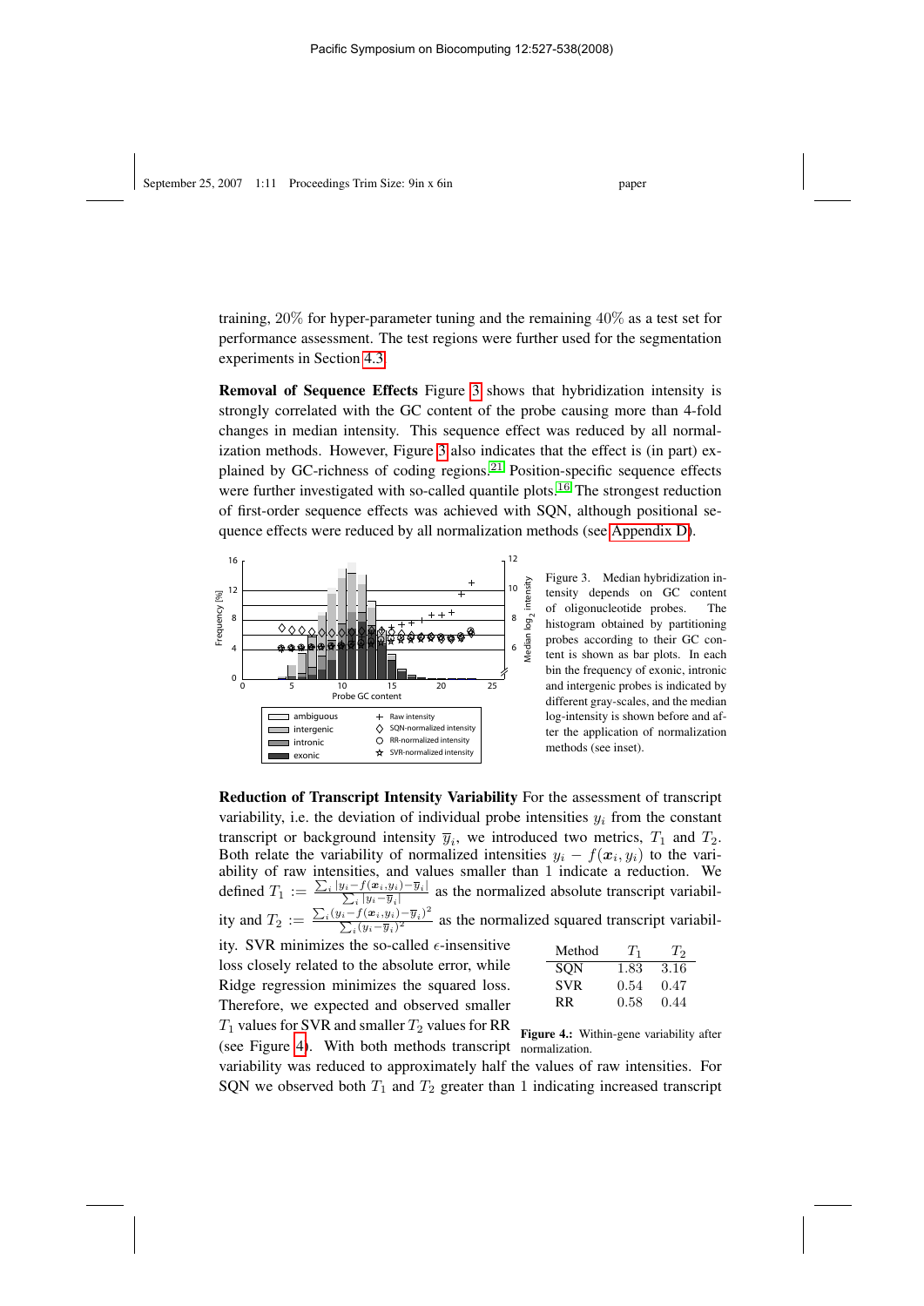training, 20% for hyper-parameter tuning and the remaining 40% as a test set for performance assessment. The test regions were further used for the segmentation experiments in Section 4.3.

**Removal of Sequence Effects** Figure 3 shows that hybridization intensity is strongly correlated with the GC content of the probe causing more than 4-fold changes in median intensity. This sequence effect was reduced by all normalization methods. However, Figure 3 also indicates that the effect is (in part) explained by GC-richness of coding regions.[21] Position-specific sequence effects were further investigated with so-called quantile plots.[16] The strongest reduction of first-order sequence effects was achieved with SQN, although positional sequence effects were reduced by all normalization methods (see Appendix D).

Figure 3. Median hybridization intensity depends on GC content of oligonucleotide probes. The histogram obtained by partitioning probes according to their GC content is shown as bar plots. In each bin the frequency of exonic, intronic and intergenic probes is indicated by different gray-scales, and the median log-intensity is shown before and after the application of normalization methods (see inset).

**Reduction of Transcript Intensity Variability** For the assessment of transcript variability, i.e. the deviation of individual probe intensities $y_i$ from the constant transcript or background intensity $\overline{y}_i$, we introduced two metrics, $T_1$ and $T_2$. Both relate the variability of normalized intensities $y_i - f(\boldsymbol{x}_i, y_i)$ to the variability of raw intensities, and values smaller than 1 indicate a reduction. We defined $T_1 := \frac{\sum_i |y_i - f(\boldsymbol{x}_i, y_i) - \overline{y}_i|}{\sum_i |y_i - \overline{y}_i|}$ as the normalized absolute transcript variability and $T_2 := \frac{\sum_i (y_i - f(\boldsymbol{x}_i, y_i) - \overline{y}_i)^2}{\sum_i (y_i - \overline{y}_i)^2}$ as the normalized squared transcript variability. SVR minimizes the so-called $\epsilon$-insensitive loss closely related to the absolute error, while Ridge regression minimizes the squared loss. Therefore, we expected and observed smaller $T_1$ values for SVR and smaller $T_2$ values for RR (see Figure 4). With both methods transcript variability was reduced to approximately half the values of raw intensities. For SQN we observed both $T_1$ and $T_2$ greater than 1 indicating increased transcript

| Method | $T_1$ | $T_2$ |
|---|---|---|
| SQN | 1.83 | 3.16 |
| SVR | 0.54 | 0.47 |
| RR | 0.58 | 0.44 |

**Figure 4.:** Within-gene variability after normalization.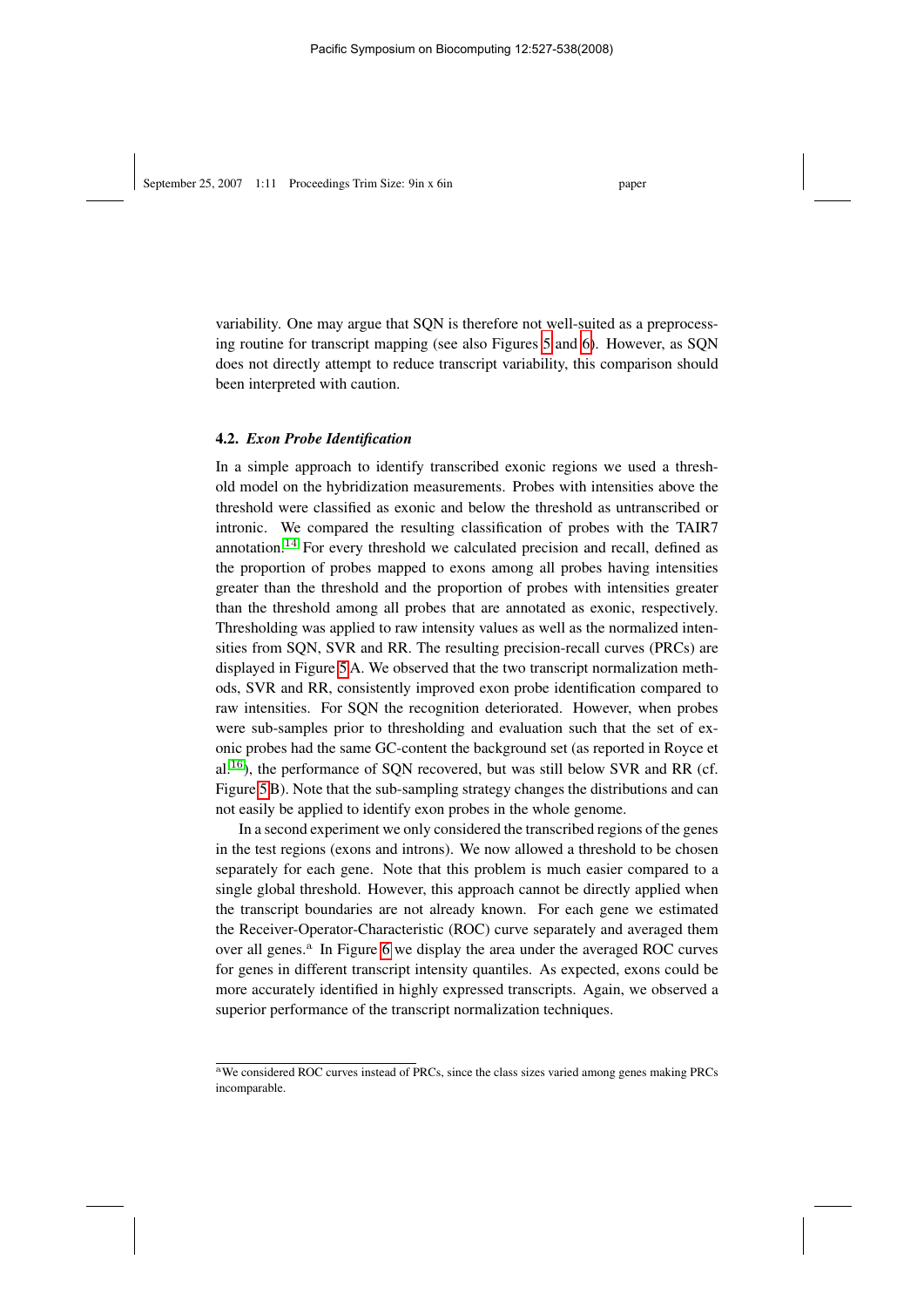variability. One may argue that SQN is therefore not well-suited as a preprocessing routine for transcript mapping (see also Figures 5 and 6). However, as SQN does not directly attempt to reduce transcript variability, this comparison should been interpreted with caution.

### 4.2. *Exon Probe Identification*

In a simple approach to identify transcribed exonic regions we used a threshold model on the hybridization measurements. Probes with intensities above the threshold were classified as exonic and below the threshold as untranscribed or intronic. We compared the resulting classification of probes with the TAIR7 annotation.[14] For every threshold we calculated precision and recall, defined as the proportion of probes mapped to exons among all probes having intensities greater than the threshold and the proportion of probes with intensities greater than the threshold among all probes that are annotated as exonic, respectively. Thresholding was applied to raw intensity values as well as the normalized intensities from SQN, SVR and RR. The resulting precision-recall curves (PRCs) are displayed in Figure 5A. We observed that the two transcript normalization methods, SVR and RR, consistently improved exon probe identification compared to raw intensities. For SQN the recognition deteriorated. However, when probes were sub-samples prior to thresholding and evaluation such that the set of exonic probes had the same GC-content the background set (as reported in Royce et al.[16]), the performance of SQN recovered, but was still below SVR and RR (cf. Figure 5B). Note that the sub-sampling strategy changes the distributions and can not easily be applied to identify exon probes in the whole genome.

In a second experiment we only considered the transcribed regions of the genes in the test regions (exons and introns). We now allowed a threshold to be chosen separately for each gene. Note that this problem is much easier compared to a single global threshold. However, this approach cannot be directly applied when the transcript boundaries are not already known. For each gene we estimated the Receiver-Operator-Characteristic (ROC) curve separately and averaged them over all genes.[a] In Figure 6 we display the area under the averaged ROC curves for genes in different transcript intensity quantiles. As expected, exons could be more accurately identified in highly expressed transcripts. Again, we observed a superior performance of the transcript normalization techniques.

[a]We considered ROC curves instead of PRCs, since the class sizes varied among genes making PRCs incomparable.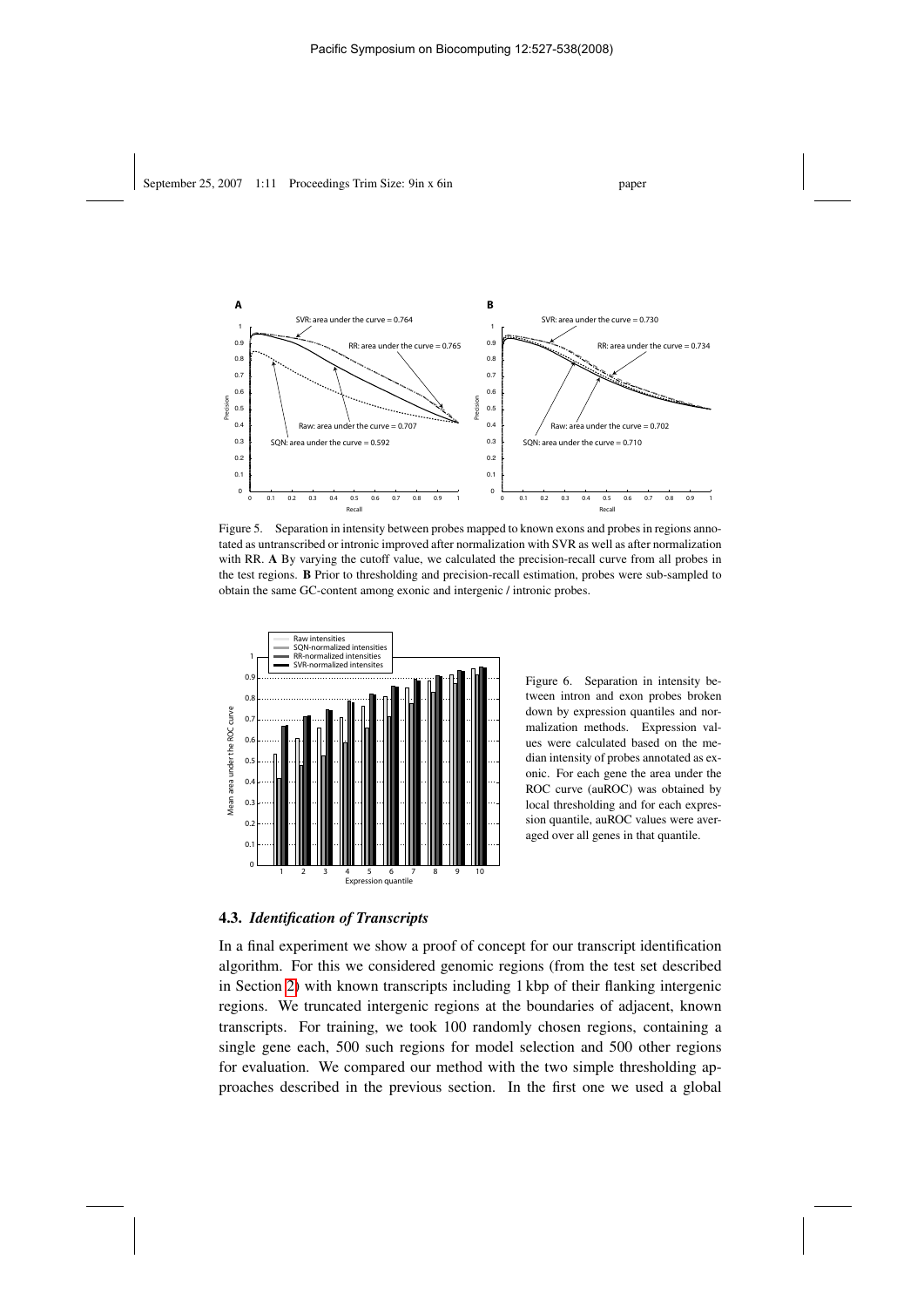Figure 5. Separation in intensity between probes mapped to known exons and probes in regions annotated as untranscribed or intronic improved after normalization with SVR as well as after normalization with RR. **A** By varying the cutoff value, we calculated the precision-recall curve from all probes in the test regions. **B** Prior to thresholding and precision-recall estimation, probes were sub-sampled to obtain the same GC-content among exonic and intergenic / intronic probes.

Figure 6. Separation in intensity between intron and exon probes broken down by expression quantiles and normalization methods. Expression values were calculated based on the median intensity of probes annotated as exonic. For each gene the area under the ROC curve (auROC) was obtained by local thresholding and for each expression quantile, auROC values were averaged over all genes in that quantile.

### 4.3. *Identification of Transcripts*

In a final experiment we show a proof of concept for our transcript identification algorithm. For this we considered genomic regions (from the test set described in Section 2) with known transcripts including 1 kbp of their flanking intergenic regions. We truncated intergenic regions at the boundaries of adjacent, known transcripts. For training, we took 100 randomly chosen regions, containing a single gene each, 500 such regions for model selection and 500 other regions for evaluation. We compared our method with the two simple thresholding approaches described in the previous section. In the first one we used a global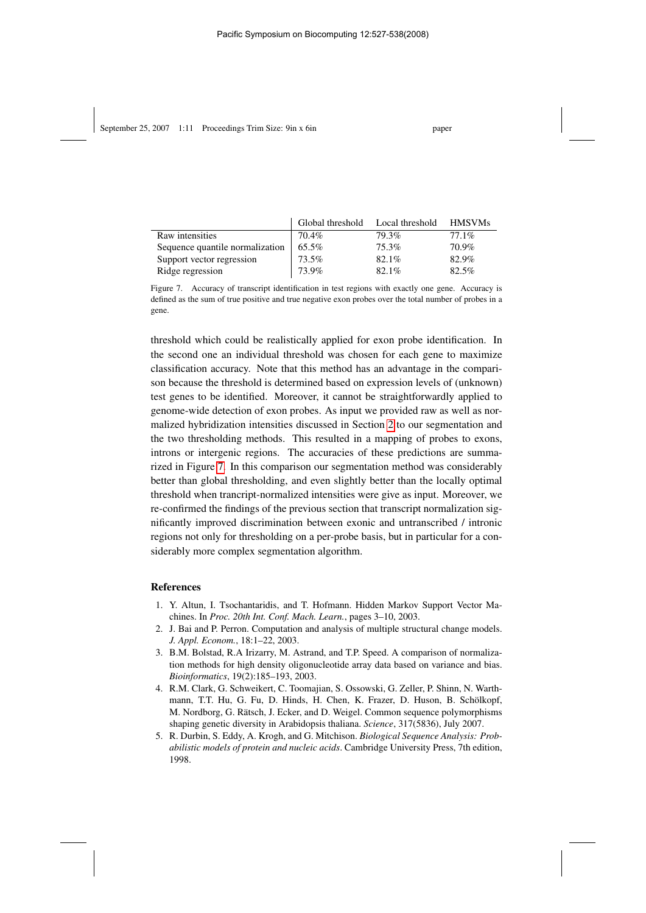| | Global threshold | Local threshold | HMSVMs |
|---|---|---|---|
| Raw intensities | 70.4% | 79.3% | 77.1% |
| Sequence quantile normalization | 65.5% | 75.3% | 70.9% |
| Support vector regression | 73.5% | 82.1% | 82.9% |
| Ridge regression | 73.9% | 82.1% | 82.5% |

Figure 7. Accuracy of transcript identification in test regions with exactly one gene. Accuracy is defined as the sum of true positive and true negative exon probes over the total number of probes in a gene.

threshold which could be realistically applied for exon probe identification. In the second one an individual threshold was chosen for each gene to maximize classification accuracy. Note that this method has an advantage in the comparison because the threshold is determined based on expression levels of (unknown) test genes to be identified. Moreover, it cannot be straightforwardly applied to genome-wide detection of exon probes. As input we provided raw as well as normalized hybridization intensities discussed in Section 2 to our segmentation and the two thresholding methods. This resulted in a mapping of probes to exons, introns or intergenic regions. The accuracies of these predictions are summarized in Figure 7. In this comparison our segmentation method was considerably better than global thresholding, and even slightly better than the locally optimal threshold when trancript-normalized intensities were give as input. Moreover, we re-confirmed the findings of the previous section that transcript normalization significantly improved discrimination between exonic and untranscribed / intronic regions not only for thresholding on a per-probe basis, but in particular for a considerably more complex segmentation algorithm.

## References

1. Y. Altun, I. Tsochantaridis, and T. Hofmann. Hidden Markov Support Vector Machines. In *Proc. 20th Int. Conf. Mach. Learn.*, pages 3–10, 2003.
2. J. Bai and P. Perron. Computation and analysis of multiple structural change models. *J. Appl. Econom.*, 18:1–22, 2003.
3. B.M. Bolstad, R.A Irizarry, M. Astrand, and T.P. Speed. A comparison of normalization methods for high density oligonucleotide array data based on variance and bias. *Bioinformatics*, 19(2):185–193, 2003.
4. R.M. Clark, G. Schweikert, C. Toomajian, S. Ossowski, G. Zeller, P. Shinn, N. Warthmann, T.T. Hu, G. Fu, D. Hinds, H. Chen, K. Frazer, D. Huson, B. Schölkopf, M. Nordborg, G. Rätsch, J. Ecker, and D. Weigel. Common sequence polymorphisms shaping genetic diversity in Arabidopsis thaliana. *Science*, 317(5836), July 2007.
5. R. Durbin, S. Eddy, A. Krogh, and G. Mitchison. *Biological Sequence Analysis: Probabilistic models of protein and nucleic acids*. Cambridge University Press, 7th edition, 1998.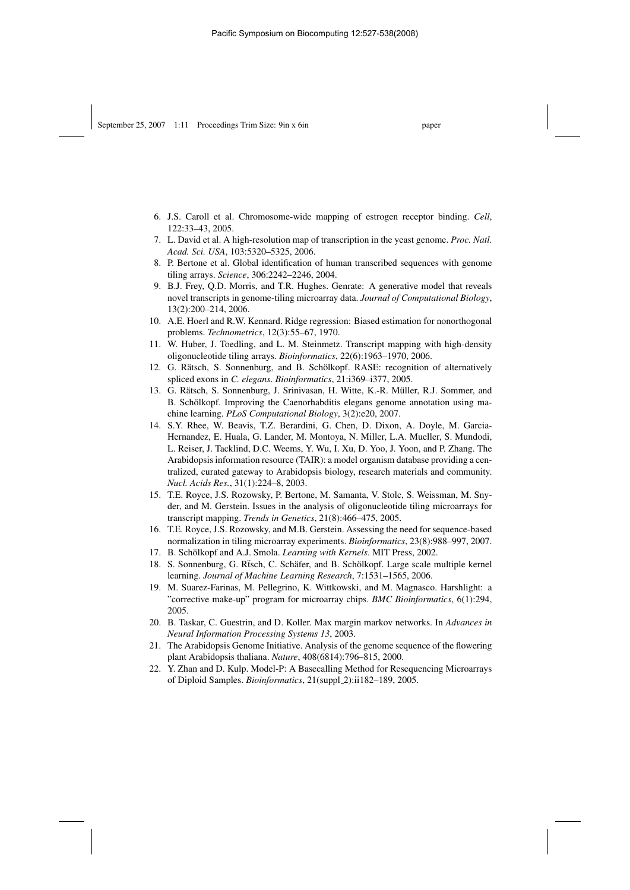6. J.S. Caroll et al. Chromosome-wide mapping of estrogen receptor binding. *Cell*, 122:33–43, 2005.
7. L. David et al. A high-resolution map of transcription in the yeast genome. *Proc. Natl. Acad. Sci. USA*, 103:5320–5325, 2006.
8. P. Bertone et al. Global identification of human transcribed sequences with genome tiling arrays. *Science*, 306:2242–2246, 2004.
9. B.J. Frey, Q.D. Morris, and T.R. Hughes. Genrate: A generative model that reveals novel transcripts in genome-tiling microarray data. *Journal of Computational Biology*, 13(2):200–214, 2006.
10. A.E. Hoerl and R.W. Kennard. Ridge regression: Biased estimation for nonorthogonal problems. *Technometrics*, 12(3):55–67, 1970.
11. W. Huber, J. Toedling, and L. M. Steinmetz. Transcript mapping with high-density oligonucleotide tiling arrays. *Bioinformatics*, 22(6):1963–1970, 2006.
12. G. Rätsch, S. Sonnenburg, and B. Schölkopf. RASE: recognition of alternatively spliced exons in *C. elegans*. *Bioinformatics*, 21:i369–i377, 2005.
13. G. Rätsch, S. Sonnenburg, J. Srinivasan, H. Witte, K.-R. Müller, R.J. Sommer, and B. Schölkopf. Improving the Caenorhabditis elegans genome annotation using machine learning. *PLoS Computational Biology*, 3(2):e20, 2007.
14. S.Y. Rhee, W. Beavis, T.Z. Berardini, G. Chen, D. Dixon, A. Doyle, M. Garcia-Hernandez, E. Huala, G. Lander, M. Montoya, N. Miller, L.A. Mueller, S. Mundodi, L. Reiser, J. Tacklind, D.C. Weems, Y. Wu, I. Xu, D. Yoo, J. Yoon, and P. Zhang. The Arabidopsis information resource (TAIR): a model organism database providing a centralized, curated gateway to Arabidopsis biology, research materials and community. *Nucl. Acids Res.*, 31(1):224–8, 2003.
15. T.E. Royce, J.S. Rozowsky, P. Bertone, M. Samanta, V. Stolc, S. Weissman, M. Snyder, and M. Gerstein. Issues in the analysis of oligonucleotide tiling microarrays for transcript mapping. *Trends in Genetics*, 21(8):466–475, 2005.
16. T.E. Royce, J.S. Rozowsky, and M.B. Gerstein. Assessing the need for sequence-based normalization in tiling microarray experiments. *Bioinformatics*, 23(8):988–997, 2007.
17. B. Schölkopf and A.J. Smola. *Learning with Kernels*. MIT Press, 2002.
18. S. Sonnenburg, G. Rätsch, C. Schäfer, and B. Schölkopf. Large scale multiple kernel learning. *Journal of Machine Learning Research*, 7:1531–1565, 2006.
19. M. Suarez-Farinas, M. Pellegrino, K. Wittkowski, and M. Magnasco. Harshlight: a "corrective make-up" program for microarray chips. *BMC Bioinformatics*, 6(1):294, 2005.
20. B. Taskar, C. Guestrin, and D. Koller. Max margin markov networks. In *Advances in Neural Information Processing Systems 13*, 2003.
21. The Arabidopsis Genome Initiative. Analysis of the genome sequence of the flowering plant Arabidopsis thaliana. *Nature*, 408(6814):796–815, 2000.
22. Y. Zhan and D. Kulp. Model-P: A Basecalling Method for Resequencing Microarrays of Diploid Samples. *Bioinformatics*, 21(suppl_2):ii182–189, 2005.